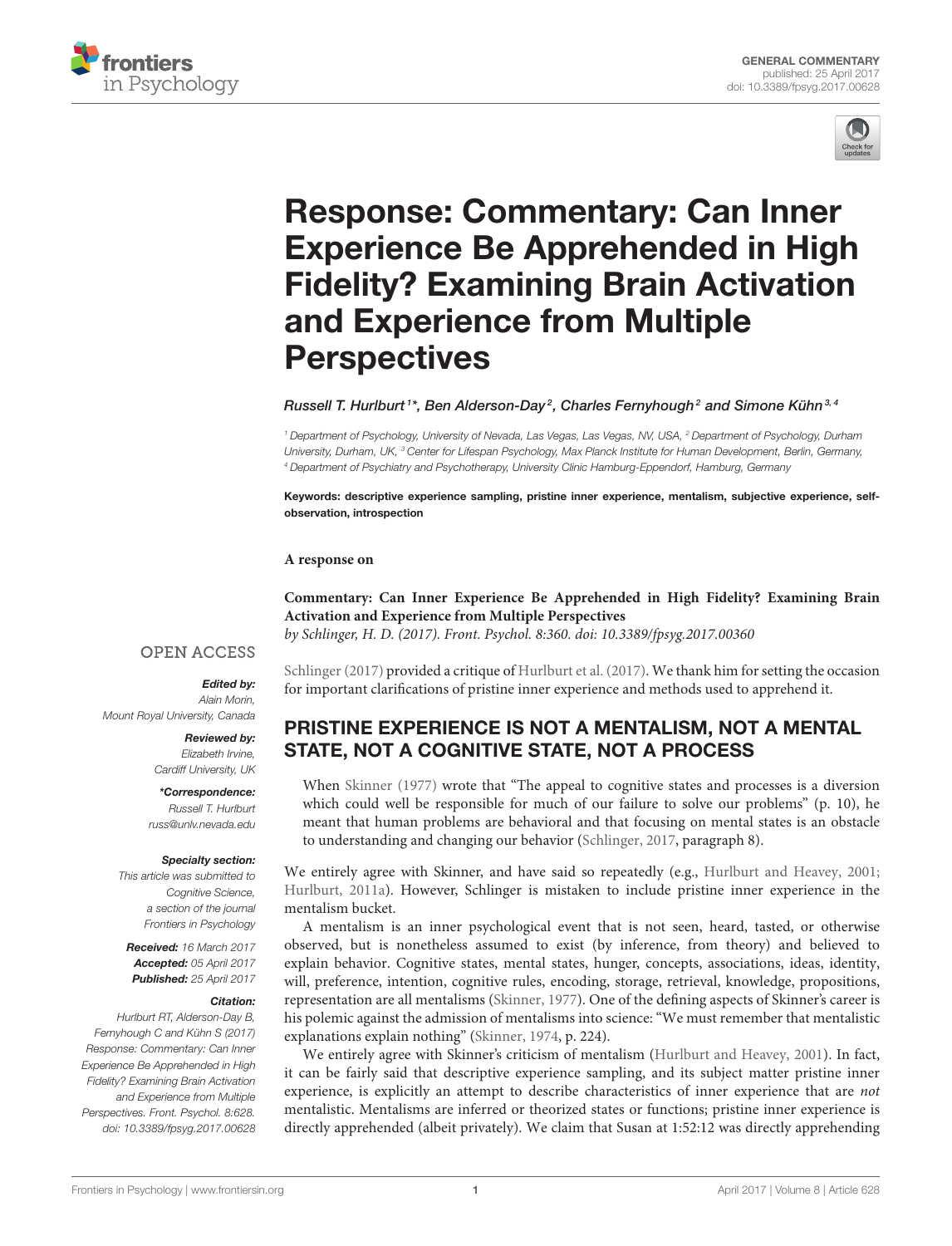GENERAL COMMENTARY
published: 25 April 2017
doi: 10.3389/fpsyg.2017.00628

# Response: Commentary: Can Inner Experience Be Apprehended in High Fidelity? Examining Brain Activation and Experience from Multiple Perspectives

*Russell T. Hurlburt[1]\*, Ben Alderson-Day[2], Charles Fernyhough[2] and Simone Kühn[3,4]*

[1] Department of Psychology, University of Nevada, Las Vegas, Las Vegas, NV, USA, [2] Department of Psychology, Durham University, Durham, UK, [3] Center for Lifespan Psychology, Max Planck Institute for Human Development, Berlin, Germany, [4] Department of Psychiatry and Psychotherapy, University Clinic Hamburg-Eppendorf, Hamburg, Germany

**Keywords: descriptive experience sampling, pristine inner experience, mentalism, subjective experience, self-observation, introspection**

**A response on**

**Commentary: Can Inner Experience Be Apprehended in High Fidelity? Examining Brain Activation and Experience from Multiple Perspectives**
*by Schlinger, H. D. (2017). Front. Psychol. 8:360. doi: 10.3389/fpsyg.2017.00360*

OPEN ACCESS

***Edited by:***
*Alain Morin, Mount Royal University, Canada*

***Reviewed by:***
*Elizabeth Irvine, Cardiff University, UK*

***\*Correspondence:***
*Russell T. Hurlburt russ@unlv.nevada.edu*

***Specialty section:***
*This article was submitted to Cognitive Science, a section of the journal Frontiers in Psychology*

***Received:*** *16 March 2017*
***Accepted:*** *05 April 2017*
***Published:*** *25 April 2017*

***Citation:***
*Hurlburt RT, Alderson-Day B, Fernyhough C and Kühn S (2017) Response: Commentary: Can Inner Experience Be Apprehended in High Fidelity? Examining Brain Activation and Experience from Multiple Perspectives. Front. Psychol. 8:628. doi: 10.3389/fpsyg.2017.00628*

Schlinger (2017) provided a critique of Hurlburt et al. (2017). We thank him for setting the occasion for important clarifications of pristine inner experience and methods used to apprehend it.

## PRISTINE EXPERIENCE IS NOT A MENTALISM, NOT A MENTAL STATE, NOT A COGNITIVE STATE, NOT A PROCESS

> When Skinner (1977) wrote that "The appeal to cognitive states and processes is a diversion which could well be responsible for much of our failure to solve our problems" (p. 10), he meant that human problems are behavioral and that focusing on mental states is an obstacle to understanding and changing our behavior (Schlinger, 2017, paragraph 8).

We entirely agree with Skinner, and have said so repeatedly (e.g., Hurlburt and Heavey, 2001; Hurlburt, 2011a). However, Schlinger is mistaken to include pristine inner experience in the mentalism bucket.

A mentalism is an inner psychological event that is not seen, heard, tasted, or otherwise observed, but is nonetheless assumed to exist (by inference, from theory) and believed to explain behavior. Cognitive states, mental states, hunger, concepts, associations, ideas, identity, will, preference, intention, cognitive rules, encoding, storage, retrieval, knowledge, propositions, representation are all mentalisms (Skinner, 1977). One of the defining aspects of Skinner's career is his polemic against the admission of mentalisms into science: "We must remember that mentalistic explanations explain nothing" (Skinner, 1974, p. 224).

We entirely agree with Skinner's criticism of mentalism (Hurlburt and Heavey, 2001). In fact, it can be fairly said that descriptive experience sampling, and its subject matter pristine inner experience, is explicitly an attempt to describe characteristics of inner experience that are *not* mentalistic. Mentalisms are inferred or theorized states or functions; pristine inner experience is directly apprehended (albeit privately). We claim that Susan at 1:52:12 was directly apprehending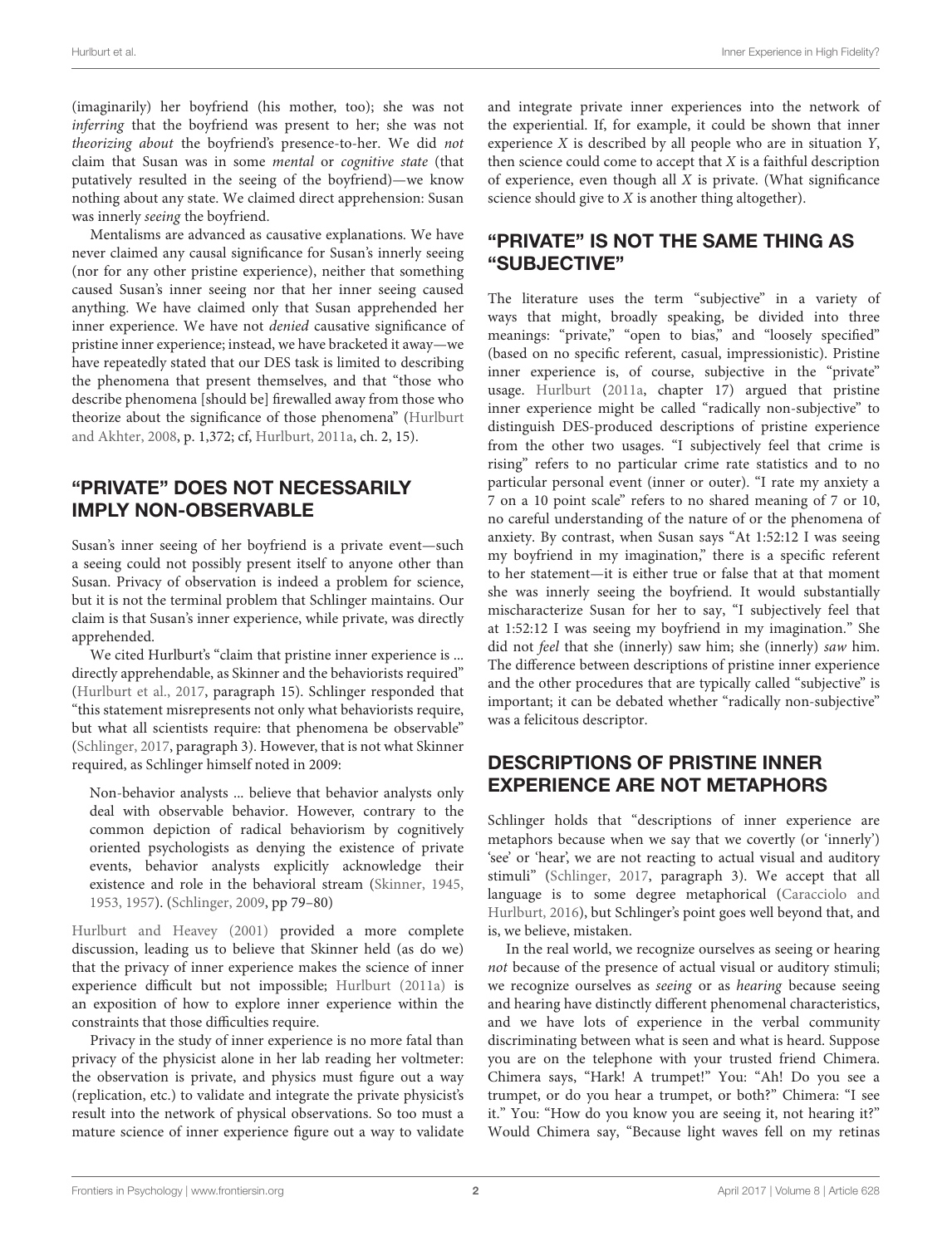(imaginarily) her boyfriend (his mother, too); she was not *inferring* that the boyfriend was present to her; she was not *theorizing about* the boyfriend's presence-to-her. We did *not* claim that Susan was in some *mental* or *cognitive state* (that putatively resulted in the seeing of the boyfriend)—we know nothing about any state. We claimed direct apprehension: Susan was innerly *seeing* the boyfriend.

Mentalisms are advanced as causative explanations. We have never claimed any causal significance for Susan's innerly seeing (nor for any other pristine experience), neither that something caused Susan's inner seeing nor that her inner seeing caused anything. We have claimed only that Susan apprehended her inner experience. We have not *denied* causative significance of pristine inner experience; instead, we have bracketed it away—we have repeatedly stated that our DES task is limited to describing the phenomena that present themselves, and that "those who describe phenomena [should be] firewalled away from those who theorize about the significance of those phenomena" (Hurlburt and Akhter, 2008, p. 1,372; cf, Hurlburt, 2011a, ch. 2, 15).

## "PRIVATE" DOES NOT NECESSARILY IMPLY NON-OBSERVABLE

Susan's inner seeing of her boyfriend is a private event—such a seeing could not possibly present itself to anyone other than Susan. Privacy of observation is indeed a problem for science, but it is not the terminal problem that Schlinger maintains. Our claim is that Susan's inner experience, while private, was directly apprehended.

We cited Hurlburt's "claim that pristine inner experience is ... directly apprehendable, as Skinner and the behaviorists required" (Hurlburt et al., 2017, paragraph 15). Schlinger responded that "this statement misrepresents not only what behaviorists require, but what all scientists require: that phenomena be observable" (Schlinger, 2017, paragraph 3). However, that is not what Skinner required, as Schlinger himself noted in 2009:

> Non-behavior analysts ... believe that behavior analysts only deal with observable behavior. However, contrary to the common depiction of radical behaviorism by cognitively oriented psychologists as denying the existence of private events, behavior analysts explicitly acknowledge their existence and role in the behavioral stream (Skinner, 1945, 1953, 1957). (Schlinger, 2009, pp 79–80)

Hurlburt and Heavey (2001) provided a more complete discussion, leading us to believe that Skinner held (as do we) that the privacy of inner experience makes the science of inner experience difficult but not impossible; Hurlburt (2011a) is an exposition of how to explore inner experience within the constraints that those difficulties require.

Privacy in the study of inner experience is no more fatal than privacy of the physicist alone in her lab reading her voltmeter: the observation is private, and physics must figure out a way (replication, etc.) to validate and integrate the private physicist's result into the network of physical observations. So too must a mature science of inner experience figure out a way to validate and integrate private inner experiences into the network of the experiential. If, for example, it could be shown that inner experience *X* is described by all people who are in situation *Y*, then science could come to accept that *X* is a faithful description of experience, even though all *X* is private. (What significance science should give to *X* is another thing altogether).

## "PRIVATE" IS NOT THE SAME THING AS "SUBJECTIVE"

The literature uses the term "subjective" in a variety of ways that might, broadly speaking, be divided into three meanings: "private," "open to bias," and "loosely specified" (based on no specific referent, casual, impressionistic). Pristine inner experience is, of course, subjective in the "private" usage. Hurlburt (2011a, chapter 17) argued that pristine inner experience might be called "radically non-subjective" to distinguish DES-produced descriptions of pristine experience from the other two usages. "I subjectively feel that crime is rising" refers to no particular crime rate statistics and to no particular personal event (inner or outer). "I rate my anxiety a 7 on a 10 point scale" refers to no shared meaning of 7 or 10, no careful understanding of the nature of or the phenomena of anxiety. By contrast, when Susan says "At 1:52:12 I was seeing my boyfriend in my imagination," there is a specific referent to her statement—it is either true or false that at that moment she was innerly seeing the boyfriend. It would substantially mischaracterize Susan for her to say, "I subjectively feel that at 1:52:12 I was seeing my boyfriend in my imagination." She did not *feel* that she (innerly) saw him; she (innerly) *saw* him. The difference between descriptions of pristine inner experience and the other procedures that are typically called "subjective" is important; it can be debated whether "radically non-subjective" was a felicitous descriptor.

## DESCRIPTIONS OF PRISTINE INNER EXPERIENCE ARE NOT METAPHORS

Schlinger holds that "descriptions of inner experience are metaphors because when we say that we covertly (or 'innerly') 'see' or 'hear', we are not reacting to actual visual and auditory stimuli" (Schlinger, 2017, paragraph 3). We accept that all language is to some degree metaphorical (Caracciolo and Hurlburt, 2016), but Schlinger's point goes well beyond that, and is, we believe, mistaken.

In the real world, we recognize ourselves as seeing or hearing *not* because of the presence of actual visual or auditory stimuli; we recognize ourselves as *seeing* or as *hearing* because seeing and hearing have distinctly different phenomenal characteristics, and we have lots of experience in the verbal community discriminating between what is seen and what is heard. Suppose you are on the telephone with your trusted friend Chimera. Chimera says, "Hark! A trumpet!" You: "Ah! Do you see a trumpet, or do you hear a trumpet, or both?" Chimera: "I see it." You: "How do you know you are seeing it, not hearing it?" Would Chimera say, "Because light waves fell on my retinas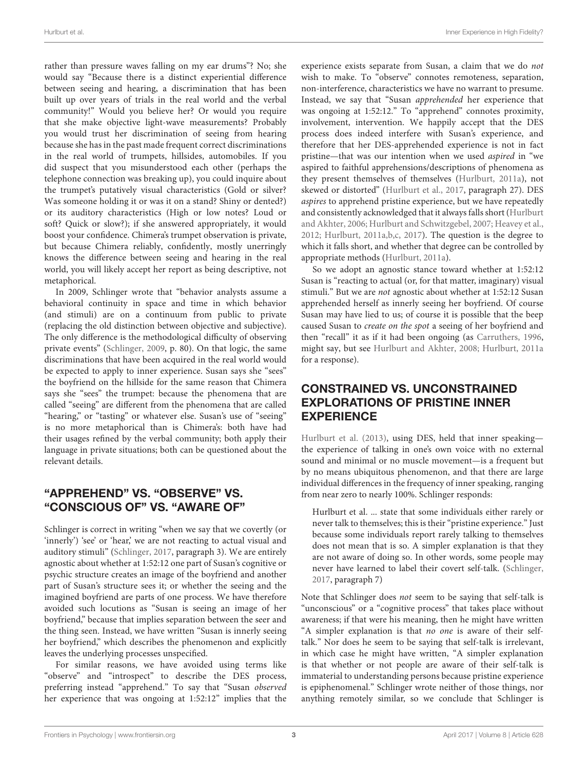rather than pressure waves falling on my ear drums"? No; she would say "Because there is a distinct experiential difference between seeing and hearing, a discrimination that has been built up over years of trials in the real world and the verbal community!" Would you believe her? Or would you require that she make objective light-wave measurements? Probably you would trust her discrimination of seeing from hearing because she has in the past made frequent correct discriminations in the real world of trumpets, hillsides, automobiles. If you did suspect that you misunderstood each other (perhaps the telephone connection was breaking up), you could inquire about the trumpet's putatively visual characteristics (Gold or silver? Was someone holding it or was it on a stand? Shiny or dented?) or its auditory characteristics (High or low notes? Loud or soft? Quick or slow?); if she answered appropriately, it would boost your confidence. Chimera's trumpet observation is private, but because Chimera reliably, confidently, mostly unerringly knows the difference between seeing and hearing in the real world, you will likely accept her report as being descriptive, not metaphorical.

In 2009, Schlinger wrote that "behavior analysts assume a behavioral continuity in space and time in which behavior (and stimuli) are on a continuum from public to private (replacing the old distinction between objective and subjective). The only difference is the methodological difficulty of observing private events" (Schlinger, 2009, p. 80). On that logic, the same discriminations that have been acquired in the real world would be expected to apply to inner experience. Susan says she "sees" the boyfriend on the hillside for the same reason that Chimera says she "sees" the trumpet: because the phenomena that are called "seeing" are different from the phenomena that are called "hearing," or "tasting" or whatever else. Susan's use of "seeing" is no more metaphorical than is Chimera's: both have had their usages refined by the verbal community; both apply their language in private situations; both can be questioned about the relevant details.

## "APPREHEND" VS. "OBSERVE" VS. "CONSCIOUS OF" VS. "AWARE OF"

Schlinger is correct in writing "when we say that we covertly (or 'innerly') 'see' or 'hear,' we are not reacting to actual visual and auditory stimuli" (Schlinger, 2017, paragraph 3). We are entirely agnostic about whether at 1:52:12 one part of Susan's cognitive or psychic structure creates an image of the boyfriend and another part of Susan's structure sees it; or whether the seeing and the imagined boyfriend are parts of one process. We have therefore avoided such locutions as "Susan is seeing an image of her boyfriend," because that implies separation between the seer and the thing seen. Instead, we have written "Susan is innerly seeing her boyfriend," which describes the phenomenon and explicitly leaves the underlying processes unspecified.

For similar reasons, we have avoided using terms like "observe" and "introspect" to describe the DES process, preferring instead "apprehend." To say that "Susan *observed* her experience that was ongoing at 1:52:12" implies that the experience exists separate from Susan, a claim that we do *not* wish to make. To "observe" connotes remoteness, separation, non-interference, characteristics we have no warrant to presume. Instead, we say that "Susan *apprehended* her experience that was ongoing at 1:52:12." To "apprehend" connotes proximity, involvement, intervention. We happily accept that the DES process does indeed interfere with Susan's experience, and therefore that her DES-apprehended experience is not in fact pristine—that was our intention when we used *aspired* in "we aspired to faithful apprehensions/descriptions of phenomena as they present themselves of themselves (Hurlburt, 2011a), not skewed or distorted" (Hurlburt et al., 2017, paragraph 27). DES *aspires* to apprehend pristine experience, but we have repeatedly and consistently acknowledged that it always falls short (Hurlburt and Akhter, 2006; Hurlburt and Schwitzgebel, 2007; Heavey et al., 2012; Hurlburt, 2011a,b,c, 2017). The question is the degree to which it falls short, and whether that degree can be controlled by appropriate methods (Hurlburt, 2011a).

So we adopt an agnostic stance toward whether at 1:52:12 Susan is "reacting to actual (or, for that matter, imaginary) visual stimuli." But we are *not* agnostic about whether at 1:52:12 Susan apprehended herself as innerly seeing her boyfriend. Of course Susan may have lied to us; of course it is possible that the beep caused Susan to *create on the spot* a seeing of her boyfriend and then "recall" it as if it had been ongoing (as Carruthers, 1996, might say, but see Hurlburt and Akhter, 2008; Hurlburt, 2011a for a response).

## CONSTRAINED VS. UNCONSTRAINED EXPLORATIONS OF PRISTINE INNER EXPERIENCE

Hurlburt et al. (2013), using DES, held that inner speaking—the experience of talking in one's own voice with no external sound and minimal or no muscle movement—is a frequent but by no means ubiquitous phenomenon, and that there are large individual differences in the frequency of inner speaking, ranging from near zero to nearly 100%. Schlinger responds:

> Hurlburt et al. ... state that some individuals either rarely or never talk to themselves; this is their "pristine experience." Just because some individuals report rarely talking to themselves does not mean that is so. A simpler explanation is that they are not aware of doing so. In other words, some people may never have learned to label their covert self-talk. (Schlinger, 2017, paragraph 7)

Note that Schlinger does *not* seem to be saying that self-talk is "unconscious" or a "cognitive process" that takes place without awareness; if that were his meaning, then he might have written "A simpler explanation is that *no one* is aware of their self-talk." Nor does he seem to be saying that self-talk is irrelevant, in which case he might have written, "A simpler explanation is that whether or not people are aware of their self-talk is immaterial to understanding persons because pristine experience is epiphenomenal." Schlinger wrote neither of those things, nor anything remotely similar, so we conclude that Schlinger is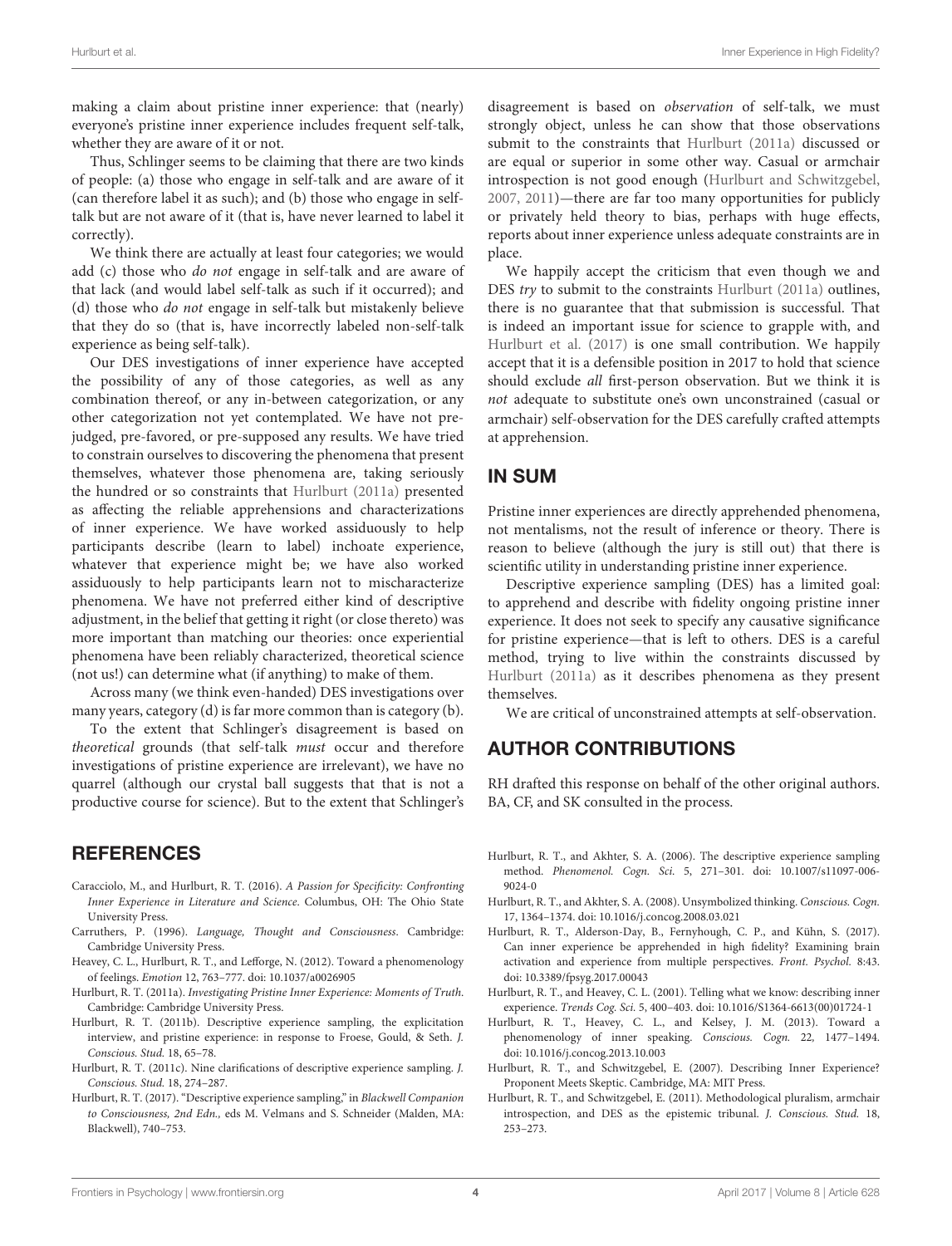making a claim about pristine inner experience: that (nearly) everyone's pristine inner experience includes frequent self-talk, whether they are aware of it or not.

Thus, Schlinger seems to be claiming that there are two kinds of people: (a) those who engage in self-talk and are aware of it (can therefore label it as such); and (b) those who engage in self-talk but are not aware of it (that is, have never learned to label it correctly).

We think there are actually at least four categories; we would add (c) those who *do not* engage in self-talk and are aware of that lack (and would label self-talk as such if it occurred); and (d) those who *do not* engage in self-talk but mistakenly believe that they do so (that is, have incorrectly labeled non-self-talk experience as being self-talk).

Our DES investigations of inner experience have accepted the possibility of any of those categories, as well as any combination thereof, or any in-between categorization, or any other categorization not yet contemplated. We have not pre-judged, pre-favored, or pre-supposed any results. We have tried to constrain ourselves to discovering the phenomena that present themselves, whatever those phenomena are, taking seriously the hundred or so constraints that Hurlburt (2011a) presented as affecting the reliable apprehensions and characterizations of inner experience. We have worked assiduously to help participants describe (learn to label) inchoate experience, whatever that experience might be; we have also worked assiduously to help participants learn not to mischaracterize phenomena. We have not preferred either kind of descriptive adjustment, in the belief that getting it right (or close thereto) was more important than matching our theories: once experiential phenomena have been reliably characterized, theoretical science (not us!) can determine what (if anything) to make of them.

Across many (we think even-handed) DES investigations over many years, category (d) is far more common than is category (b).

To the extent that Schlinger's disagreement is based on *theoretical* grounds (that self-talk *must* occur and therefore investigations of pristine experience are irrelevant), we have no quarrel (although our crystal ball suggests that that is not a productive course for science). But to the extent that Schlinger's disagreement is based on *observation* of self-talk, we must strongly object, unless he can show that those observations submit to the constraints that Hurlburt (2011a) discussed or are equal or superior in some other way. Casual or armchair introspection is not good enough (Hurlburt and Schwitzgebel, 2007, 2011)—there are far too many opportunities for publicly or privately held theory to bias, perhaps with huge effects, reports about inner experience unless adequate constraints are in place.

We happily accept the criticism that even though we and DES *try* to submit to the constraints Hurlburt (2011a) outlines, there is no guarantee that that submission is successful. That is indeed an important issue for science to grapple with, and Hurlburt et al. (2017) is one small contribution. We happily accept that it is a defensible position in 2017 to hold that science should exclude *all* first-person observation. But we think it is *not* adequate to substitute one's own unconstrained (casual or armchair) self-observation for the DES carefully crafted attempts at apprehension.

## IN SUM

Pristine inner experiences are directly apprehended phenomena, not mentalisms, not the result of inference or theory. There is reason to believe (although the jury is still out) that there is scientific utility in understanding pristine inner experience.

Descriptive experience sampling (DES) has a limited goal: to apprehend and describe with fidelity ongoing pristine inner experience. It does not seek to specify any causative significance for pristine experience—that is left to others. DES is a careful method, trying to live within the constraints discussed by Hurlburt (2011a) as it describes phenomena as they present themselves.

We are critical of unconstrained attempts at self-observation.

## AUTHOR CONTRIBUTIONS

RH drafted this response on behalf of the other original authors. BA, CF, and SK consulted in the process.

## REFERENCES

Caracciolo, M., and Hurlburt, R. T. (2016). *A Passion for Specificity: Confronting Inner Experience in Literature and Science*. Columbus, OH: The Ohio State University Press.

Carruthers, P. (1996). *Language, Thought and Consciousness*. Cambridge: Cambridge University Press.

Heavey, C. L., Hurlburt, R. T., and Lefforge, N. (2012). Toward a phenomenology of feelings. *Emotion* 12, 763–777. doi: 10.1037/a0026905

Hurlburt, R. T. (2011a). *Investigating Pristine Inner Experience: Moments of Truth*. Cambridge: Cambridge University Press.

Hurlburt, R. T. (2011b). Descriptive experience sampling, the explicitation interview, and pristine experience: in response to Froese, Gould, & Seth. *J. Conscious. Stud.* 18, 65–78.

Hurlburt, R. T. (2011c). Nine clarifications of descriptive experience sampling. *J. Conscious. Stud.* 18, 274–287.

Hurlburt, R. T. (2017). "Descriptive experience sampling," in *Blackwell Companion to Consciousness, 2nd Edn.,* eds M. Velmans and S. Schneider (Malden, MA: Blackwell), 740–753.

Hurlburt, R. T., and Akhter, S. A. (2006). The descriptive experience sampling method. *Phenomenol. Cogn. Sci.* 5, 271–301. doi: 10.1007/s11097-006-9024-0

Hurlburt, R. T., and Akhter, S. A. (2008). Unsymbolized thinking. *Conscious. Cogn.* 17, 1364–1374. doi: 10.1016/j.concog.2008.03.021

Hurlburt, R. T., Alderson-Day, B., Fernyhough, C. P., and Kühn, S. (2017). Can inner experience be apprehended in high fidelity? Examining brain activation and experience from multiple perspectives. *Front. Psychol.* 8:43. doi: 10.3389/fpsyg.2017.00043

Hurlburt, R. T., and Heavey, C. L. (2001). Telling what we know: describing inner experience. *Trends Cog. Sci.* 5, 400–403. doi: 10.1016/S1364-6613(00)01724-1

Hurlburt, R. T., Heavey, C. L., and Kelsey, J. M. (2013). Toward a phenomenology of inner speaking. *Conscious. Cogn.* 22, 1477–1494. doi: 10.1016/j.concog.2013.10.003

Hurlburt, R. T., and Schwitzgebel, E. (2007). Describing Inner Experience? Proponent Meets Skeptic. Cambridge, MA: MIT Press.

Hurlburt, R. T., and Schwitzgebel, E. (2011). Methodological pluralism, armchair introspection, and DES as the epistemic tribunal. *J. Conscious. Stud.* 18, 253–273.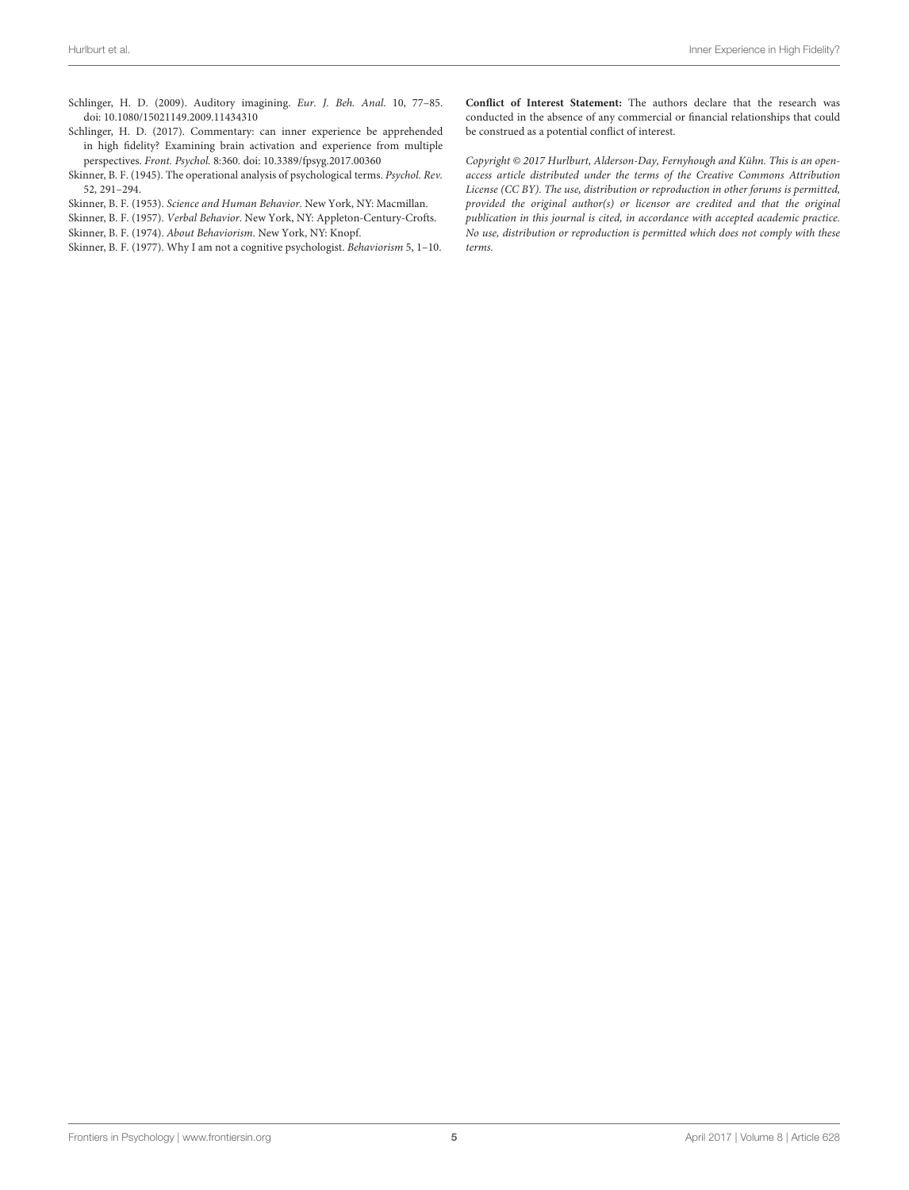Schlinger, H. D. (2009). Auditory imagining. *Eur. J. Beh. Anal.* 10, 77–85. doi: 10.1080/15021149.2009.11434310

Schlinger, H. D. (2017). Commentary: can inner experience be apprehended in high fidelity? Examining brain activation and experience from multiple perspectives. *Front. Psychol.* 8:360. doi: 10.3389/fpsyg.2017.00360

Skinner, B. F. (1945). The operational analysis of psychological terms. *Psychol. Rev.* 52, 291–294.

Skinner, B. F. (1953). *Science and Human Behavior*. New York, NY: Macmillan.

Skinner, B. F. (1957). *Verbal Behavior*. New York, NY: Appleton-Century-Crofts.

Skinner, B. F. (1974). *About Behaviorism*. New York, NY: Knopf.

Skinner, B. F. (1977). Why I am not a cognitive psychologist. *Behaviorism* 5, 1–10.

**Conflict of Interest Statement:** The authors declare that the research was conducted in the absence of any commercial or financial relationships that could be construed as a potential conflict of interest.

*Copyright © 2017 Hurlburt, Alderson-Day, Fernyhough and Kühn. This is an open-access article distributed under the terms of the Creative Commons Attribution License (CC BY). The use, distribution or reproduction in other forums is permitted, provided the original author(s) or licensor are credited and that the original publication in this journal is cited, in accordance with accepted academic practice. No use, distribution or reproduction is permitted which does not comply with these terms.*